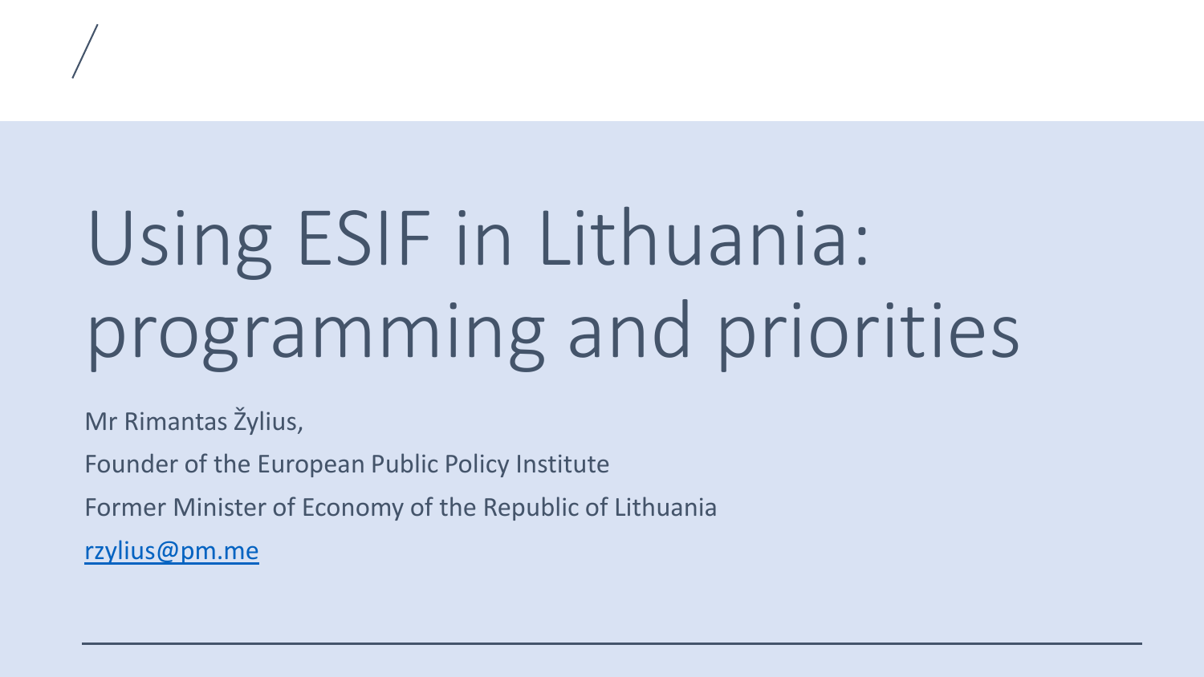# Using ESIF in Lithuania: programming and priorities

Mr Rimantas Žylius,

Founder of the European Public Policy Institute

Former Minister of Economy of the Republic of Lithuania

rzylius@pm.me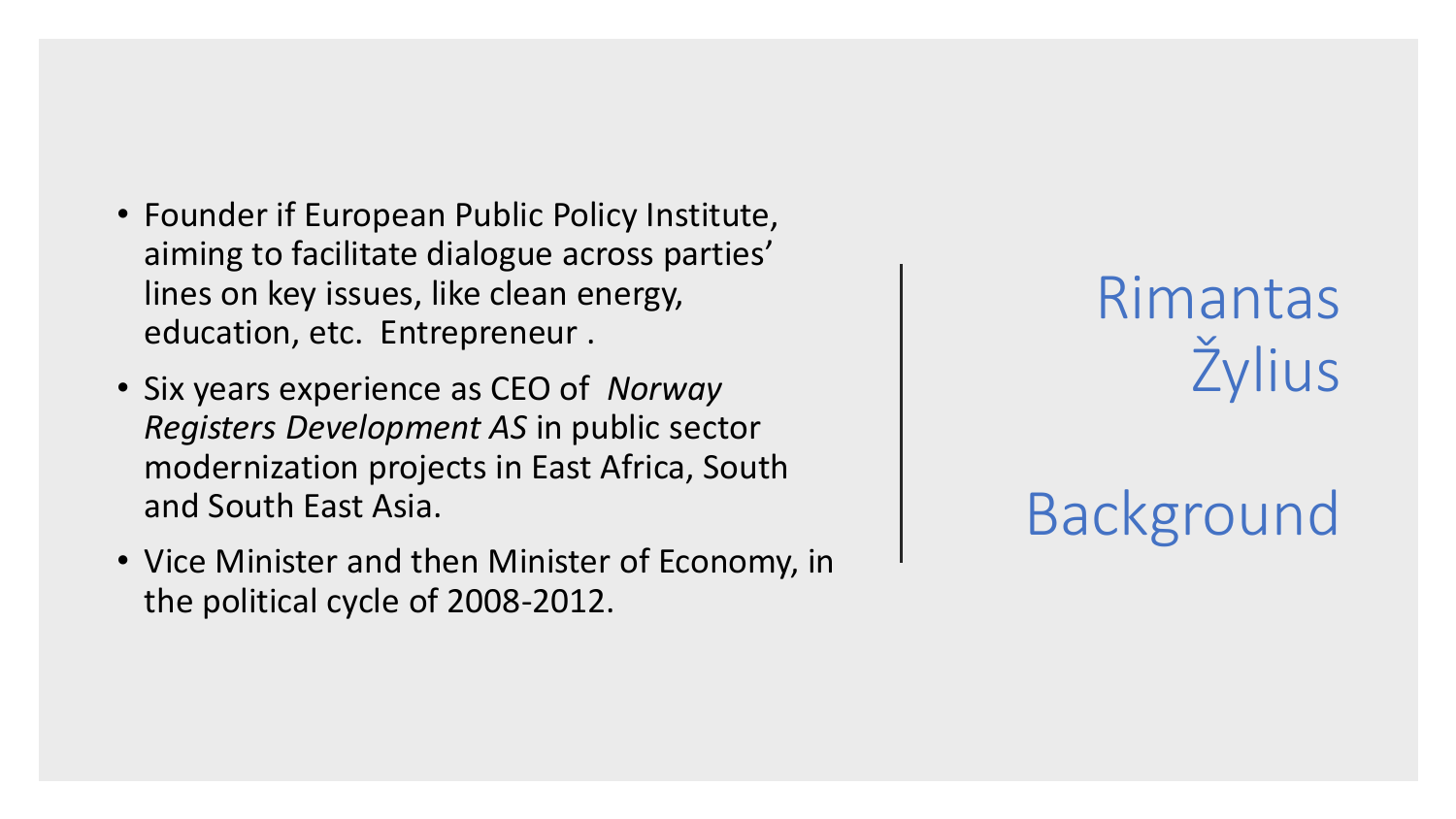# Rimantas Žylius

# Background

- Founder if European Public Policy Institute, aiming to facilitate dialogue across parties' lines on key issues, like clean energy, education, etc.  Entrepreneur .
- Six years experience as CEO of  *Norway Registers Development AS* in public sector modernization projects in East Africa, South and South East Asia.
- Vice Minister and then Minister of Economy, in the political cycle of 2008-2012.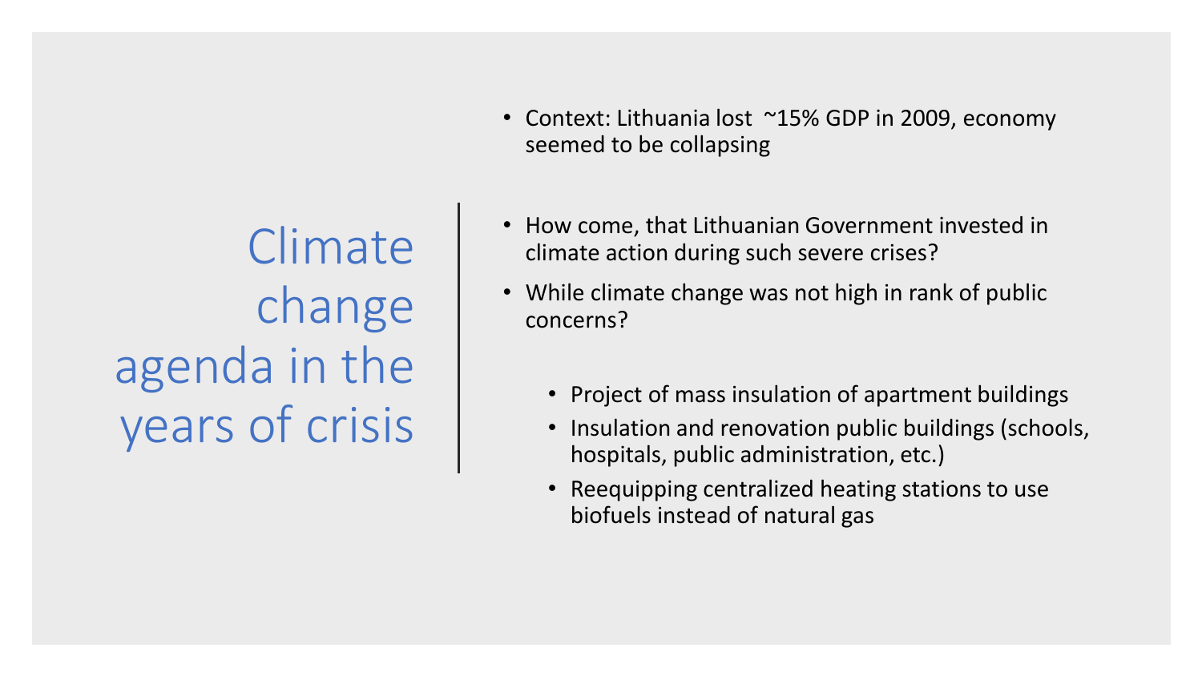# Climate change agenda in the years of crisis

- Context: Lithuania lost ~15% GDP in 2009, economy seemed to be collapsing

- How come, that Lithuanian Government invested in climate action during such severe crises?
- While climate change was not high in rank of public concerns?

  - Project of mass insulation of apartment buildings
  - Insulation and renovation public buildings (schools, hospitals, public administration, etc.)
  - Reequipping centralized heating stations to use biofuels instead of natural gas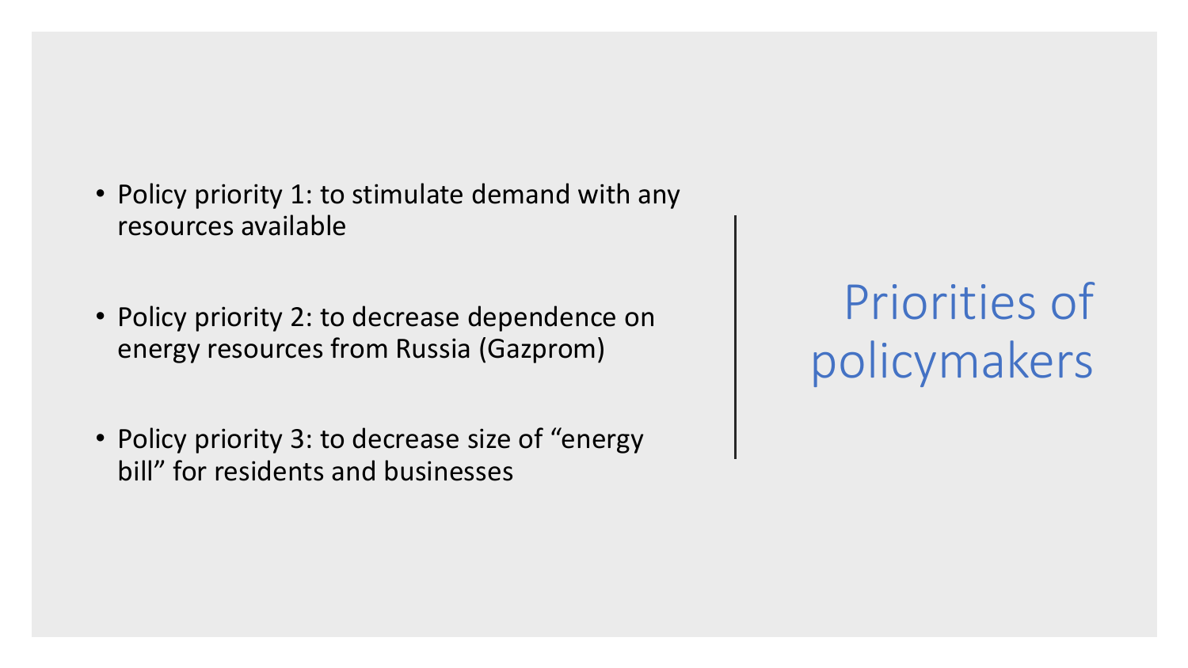# Priorities of policymakers

- Policy priority 1: to stimulate demand with any resources available
- Policy priority 2: to decrease dependence on energy resources from Russia (Gazprom)
- Policy priority 3: to decrease size of "energy bill" for residents and businesses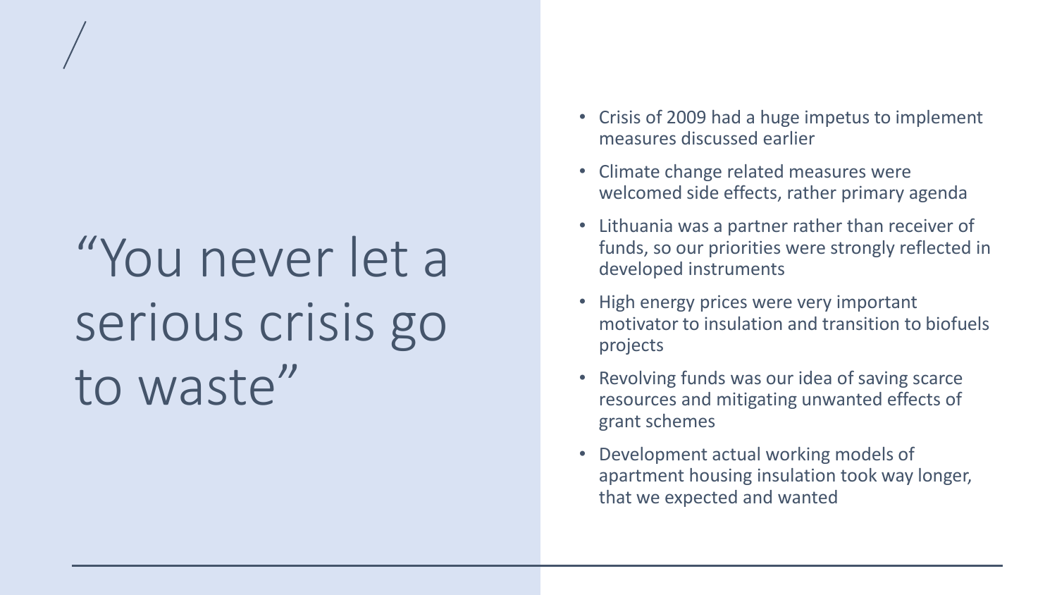# "You never let a serious crisis go to waste"

- Crisis of 2009 had a huge impetus to implement measures discussed earlier
- Climate change related measures were welcomed side effects, rather primary agenda
- Lithuania was a partner rather than receiver of funds, so our priorities were strongly reflected in developed instruments
- High energy prices were very important motivator to insulation and transition to biofuels projects
- Revolving funds was our idea of saving scarce resources and mitigating unwanted effects of grant schemes
- Development actual working models of apartment housing insulation took way longer, that we expected and wanted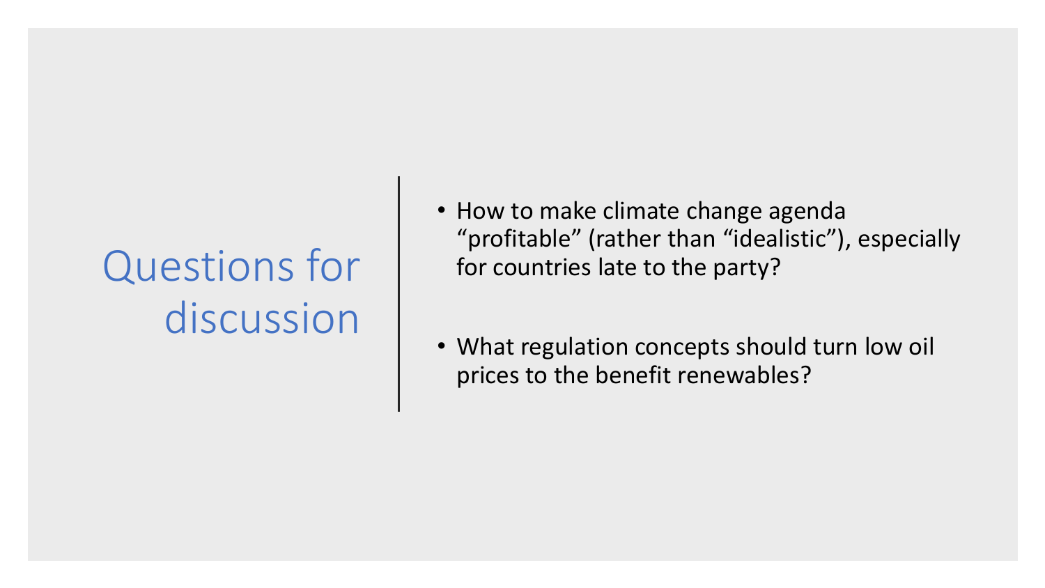# Questions for discussion

- How to make climate change agenda "profitable" (rather than "idealistic"), especially for countries late to the party?
- What regulation concepts should turn low oil prices to the benefit renewables?